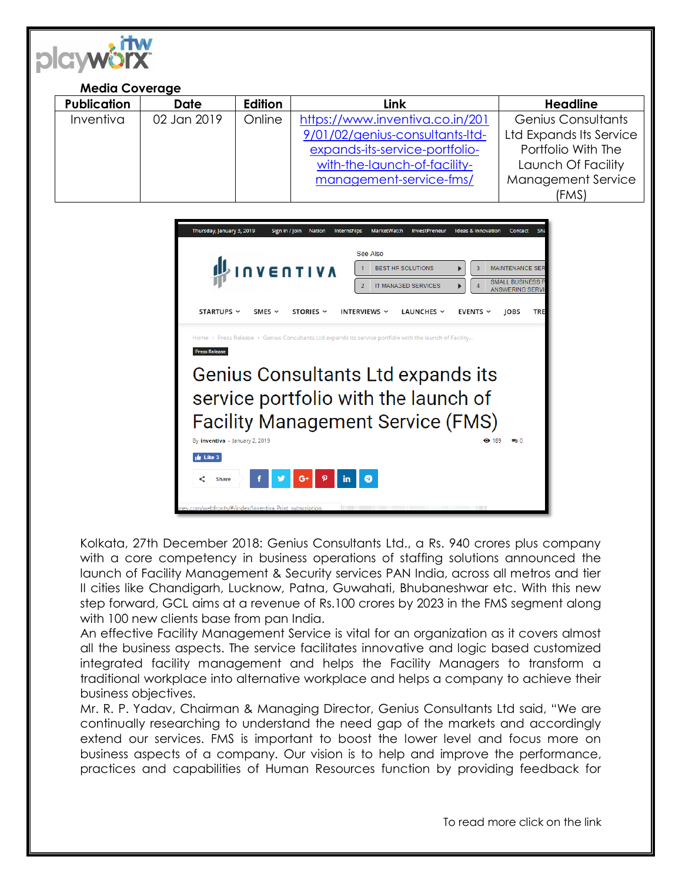**Media Coverage**

| Publication | Date | Edition | Link | Headline |
|---|---|---|---|---|
| Inventiva | 02 Jan 2019 | Online | https://www.inventiva.co.in/2019/01/02/genius-consultants-ltd-expands-its-service-portfolio-with-the-launch-of-facility-management-service-fms/ | Genius Consultants Ltd Expands Its Service Portfolio With The Launch Of Facility Management Service (FMS) |

Kolkata, 27th December 2018: Genius Consultants Ltd., a Rs. 940 crores plus company with a core competency in business operations of staffing solutions announced the launch of Facility Management & Security services PAN India, across all metros and tier II cities like Chandigarh, Lucknow, Patna, Guwahati, Bhubaneshwar etc. With this new step forward, GCL aims at a revenue of Rs.100 crores by 2023 in the FMS segment along with 100 new clients base from pan India.

An effective Facility Management Service is vital for an organization as it covers almost all the business aspects. The service facilitates innovative and logic based customized integrated facility management and helps the Facility Managers to transform a traditional workplace into alternative workplace and helps a company to achieve their business objectives.

Mr. R. P. Yadav, Chairman & Managing Director, Genius Consultants Ltd said, "We are continually researching to understand the need gap of the markets and accordingly extend our services. FMS is important to boost the lower level and focus more on business aspects of a company. Our vision is to help and improve the performance, practices and capabilities of Human Resources function by providing feedback for

To read more click on the link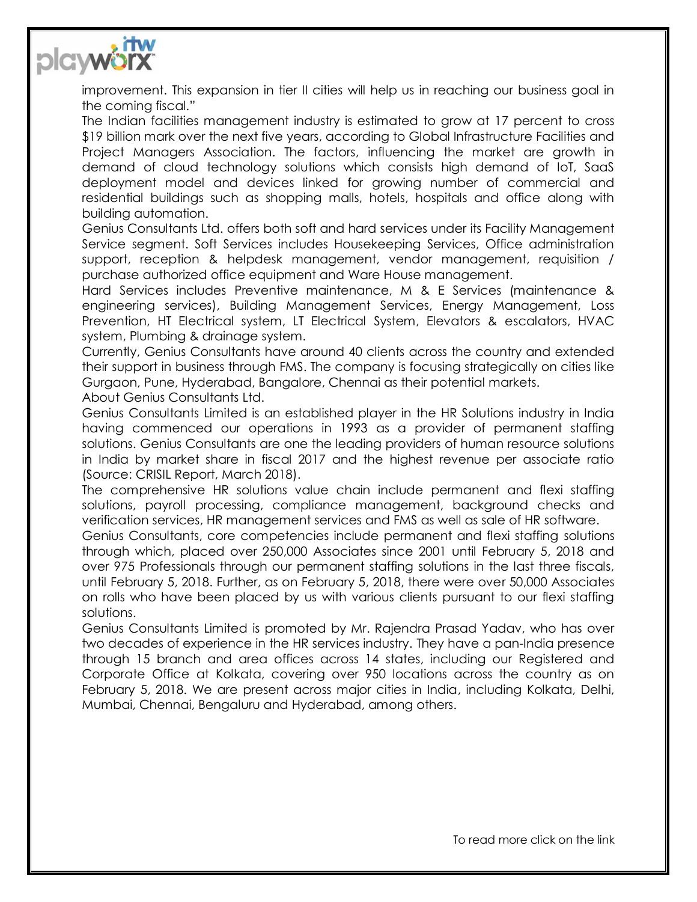improvement. This expansion in tier II cities will help us in reaching our business goal in the coming fiscal."

The Indian facilities management industry is estimated to grow at 17 percent to cross $19 billion mark over the next five years, according to Global Infrastructure Facilities and Project Managers Association. The factors, influencing the market are growth in demand of cloud technology solutions which consists high demand of IoT, SaaS deployment model and devices linked for growing number of commercial and residential buildings such as shopping malls, hotels, hospitals and office along with building automation.

Genius Consultants Ltd. offers both soft and hard services under its Facility Management Service segment. Soft Services includes Housekeeping Services, Office administration support, reception & helpdesk management, vendor management, requisition / purchase authorized office equipment and Ware House management.

Hard Services includes Preventive maintenance, M & E Services (maintenance & engineering services), Building Management Services, Energy Management, Loss Prevention, HT Electrical system, LT Electrical System, Elevators & escalators, HVAC system, Plumbing & drainage system.

Currently, Genius Consultants have around 40 clients across the country and extended their support in business through FMS. The company is focusing strategically on cities like Gurgaon, Pune, Hyderabad, Bangalore, Chennai as their potential markets.

About Genius Consultants Ltd.

Genius Consultants Limited is an established player in the HR Solutions industry in India having commenced our operations in 1993 as a provider of permanent staffing solutions. Genius Consultants are one the leading providers of human resource solutions in India by market share in fiscal 2017 and the highest revenue per associate ratio (Source: CRISIL Report, March 2018).

The comprehensive HR solutions value chain include permanent and flexi staffing solutions, payroll processing, compliance management, background checks and verification services, HR management services and FMS as well as sale of HR software.

Genius Consultants, core competencies include permanent and flexi staffing solutions through which, placed over 250,000 Associates since 2001 until February 5, 2018 and over 975 Professionals through our permanent staffing solutions in the last three fiscals, until February 5, 2018. Further, as on February 5, 2018, there were over 50,000 Associates on rolls who have been placed by us with various clients pursuant to our flexi staffing solutions.

Genius Consultants Limited is promoted by Mr. Rajendra Prasad Yadav, who has over two decades of experience in the HR services industry. They have a pan-India presence through 15 branch and area offices across 14 states, including our Registered and Corporate Office at Kolkata, covering over 950 locations across the country as on February 5, 2018. We are present across major cities in India, including Kolkata, Delhi, Mumbai, Chennai, Bengaluru and Hyderabad, among others.

To read more click on the link